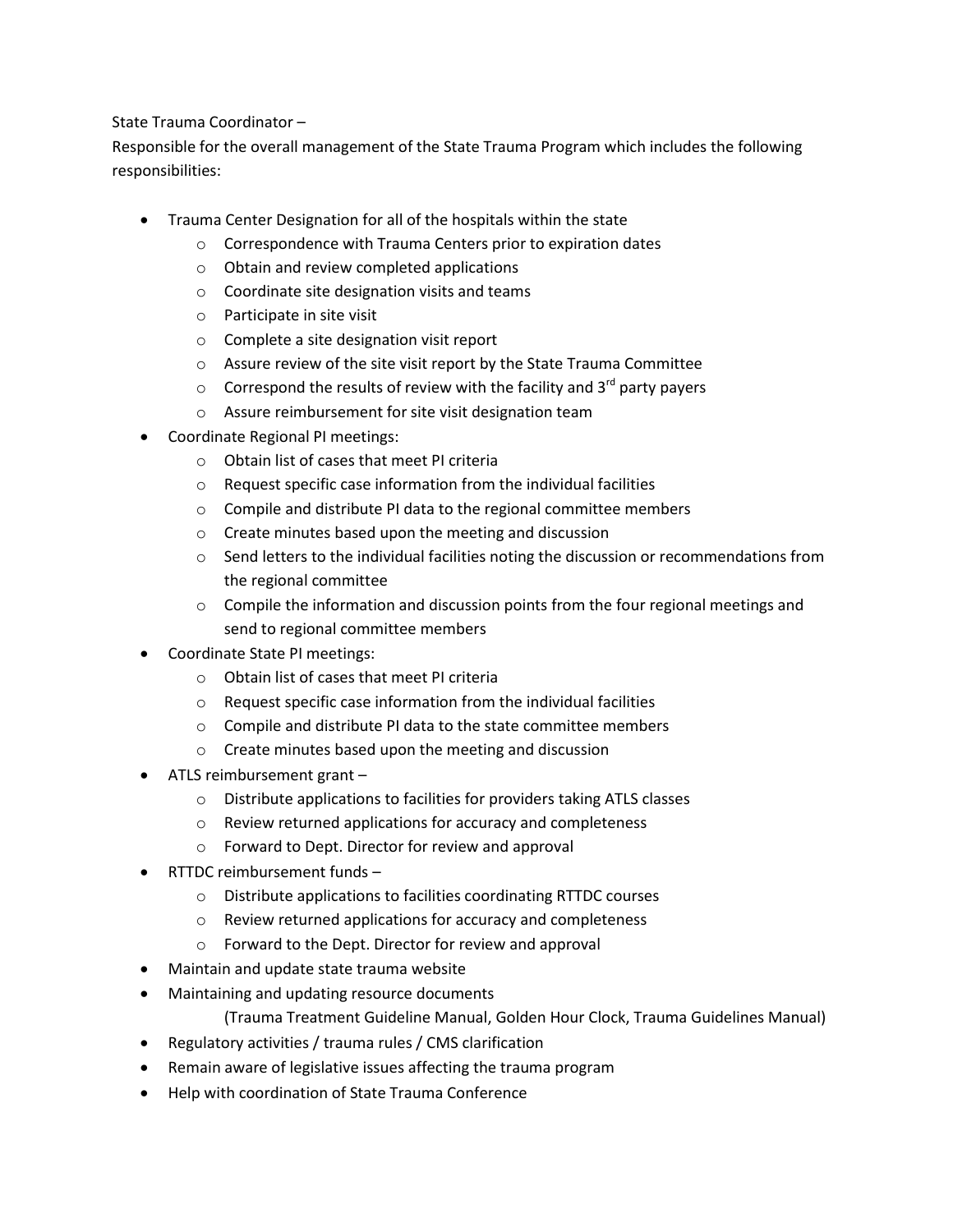State Trauma Coordinator –

Responsible for the overall management of the State Trauma Program which includes the following responsibilities:

- Trauma Center Designation for all of the hospitals within the state
  - Correspondence with Trauma Centers prior to expiration dates
  - Obtain and review completed applications
  - Coordinate site designation visits and teams
  - Participate in site visit
  - Complete a site designation visit report
  - Assure review of the site visit report by the State Trauma Committee
  - Correspond the results of review with the facility and 3rd party payers
  - Assure reimbursement for site visit designation team
- Coordinate Regional PI meetings:
  - Obtain list of cases that meet PI criteria
  - Request specific case information from the individual facilities
  - Compile and distribute PI data to the regional committee members
  - Create minutes based upon the meeting and discussion
  - Send letters to the individual facilities noting the discussion or recommendations from the regional committee
  - Compile the information and discussion points from the four regional meetings and send to regional committee members
- Coordinate State PI meetings:
  - Obtain list of cases that meet PI criteria
  - Request specific case information from the individual facilities
  - Compile and distribute PI data to the state committee members
  - Create minutes based upon the meeting and discussion
- ATLS reimbursement grant –
  - Distribute applications to facilities for providers taking ATLS classes
  - Review returned applications for accuracy and completeness
  - Forward to Dept. Director for review and approval
- RTTDC reimbursement funds –
  - Distribute applications to facilities coordinating RTTDC courses
  - Review returned applications for accuracy and completeness
  - Forward to the Dept. Director for review and approval
- Maintain and update state trauma website
- Maintaining and updating resource documents

  (Trauma Treatment Guideline Manual, Golden Hour Clock, Trauma Guidelines Manual)
- Regulatory activities / trauma rules / CMS clarification
- Remain aware of legislative issues affecting the trauma program
- Help with coordination of State Trauma Conference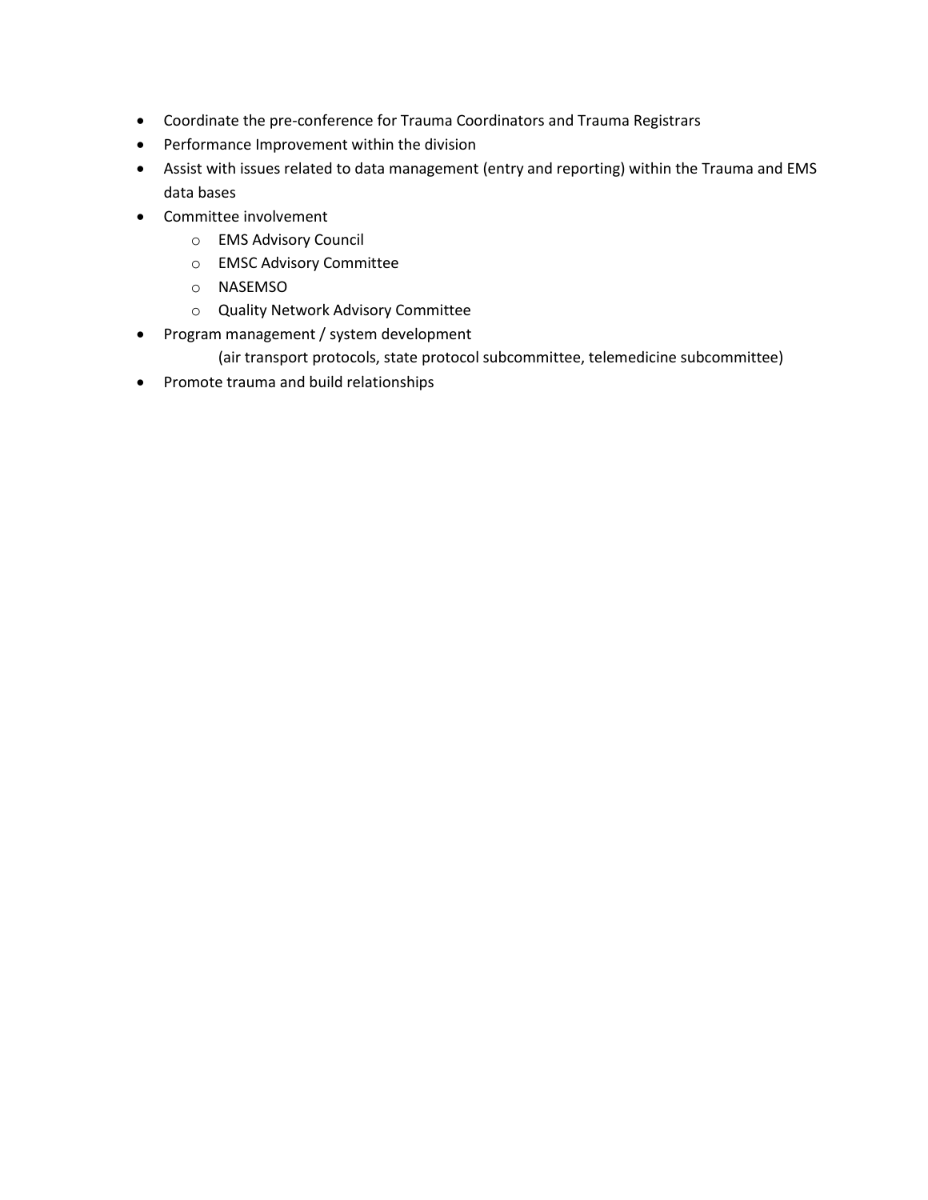- Coordinate the pre-conference for Trauma Coordinators and Trauma Registrars
- Performance Improvement within the division
- Assist with issues related to data management (entry and reporting) within the Trauma and EMS data bases
- Committee involvement
  - EMS Advisory Council
  - EMSC Advisory Committee
  - NASEMSO
  - Quality Network Advisory Committee
- Program management / system development
  (air transport protocols, state protocol subcommittee, telemedicine subcommittee)
- Promote trauma and build relationships